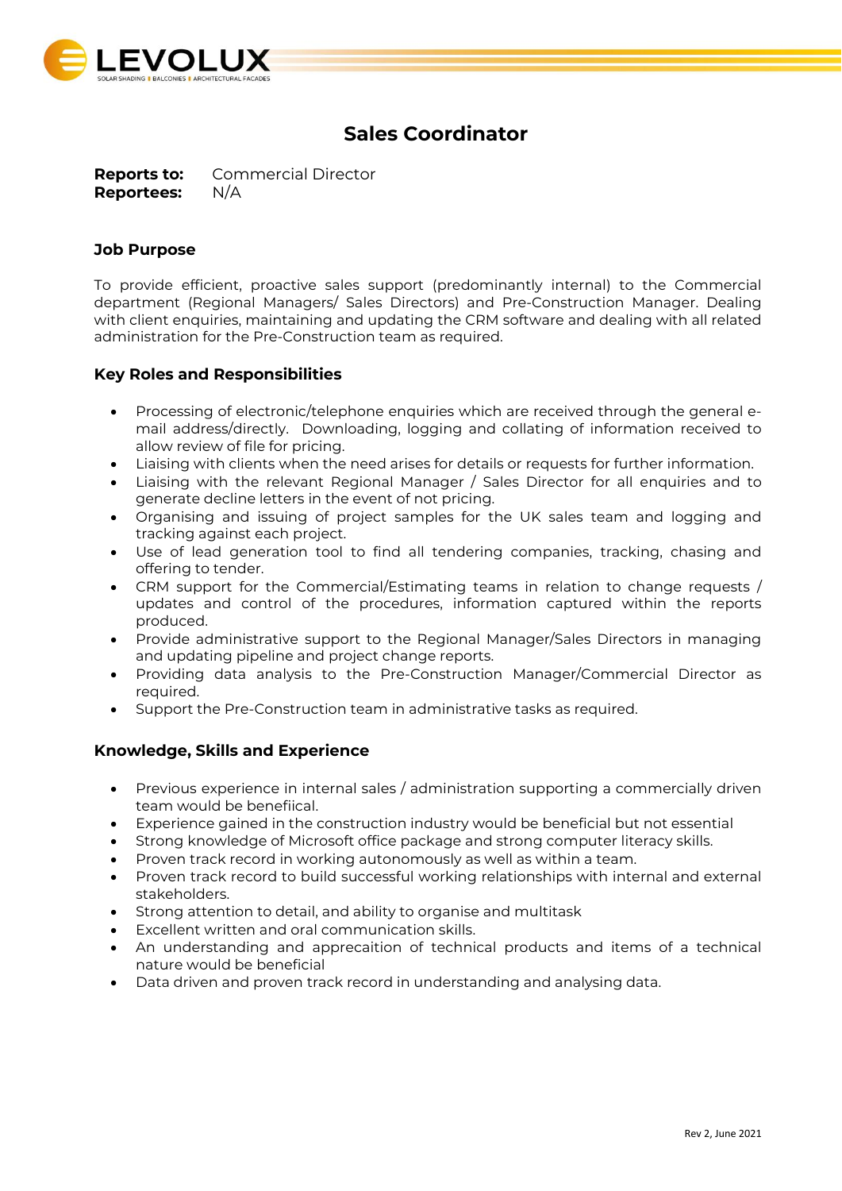# Sales Coordinator

**Reports to:** Commercial Director
**Reportees:** N/A

## Job Purpose

To provide efficient, proactive sales support (predominantly internal) to the Commercial department (Regional Managers/ Sales Directors) and Pre-Construction Manager. Dealing with client enquiries, maintaining and updating the CRM software and dealing with all related administration for the Pre-Construction team as required.

## Key Roles and Responsibilities

- Processing of electronic/telephone enquiries which are received through the general e-mail address/directly. Downloading, logging and collating of information received to allow review of file for pricing.
- Liaising with clients when the need arises for details or requests for further information.
- Liaising with the relevant Regional Manager / Sales Director for all enquiries and to generate decline letters in the event of not pricing.
- Organising and issuing of project samples for the UK sales team and logging and tracking against each project.
- Use of lead generation tool to find all tendering companies, tracking, chasing and offering to tender.
- CRM support for the Commercial/Estimating teams in relation to change requests / updates and control of the procedures, information captured within the reports produced.
- Provide administrative support to the Regional Manager/Sales Directors in managing and updating pipeline and project change reports.
- Providing data analysis to the Pre-Construction Manager/Commercial Director as required.
- Support the Pre-Construction team in administrative tasks as required.

## Knowledge, Skills and Experience

- Previous experience in internal sales / administration supporting a commercially driven team would be benefiical.
- Experience gained in the construction industry would be beneficial but not essential
- Strong knowledge of Microsoft office package and strong computer literacy skills.
- Proven track record in working autonomously as well as within a team.
- Proven track record to build successful working relationships with internal and external stakeholders.
- Strong attention to detail, and ability to organise and multitask
- Excellent written and oral communication skills.
- An understanding and appreciation of technical products and items of a technical nature would be beneficial
- Data driven and proven track record in understanding and analysing data.

Rev 2, June 2021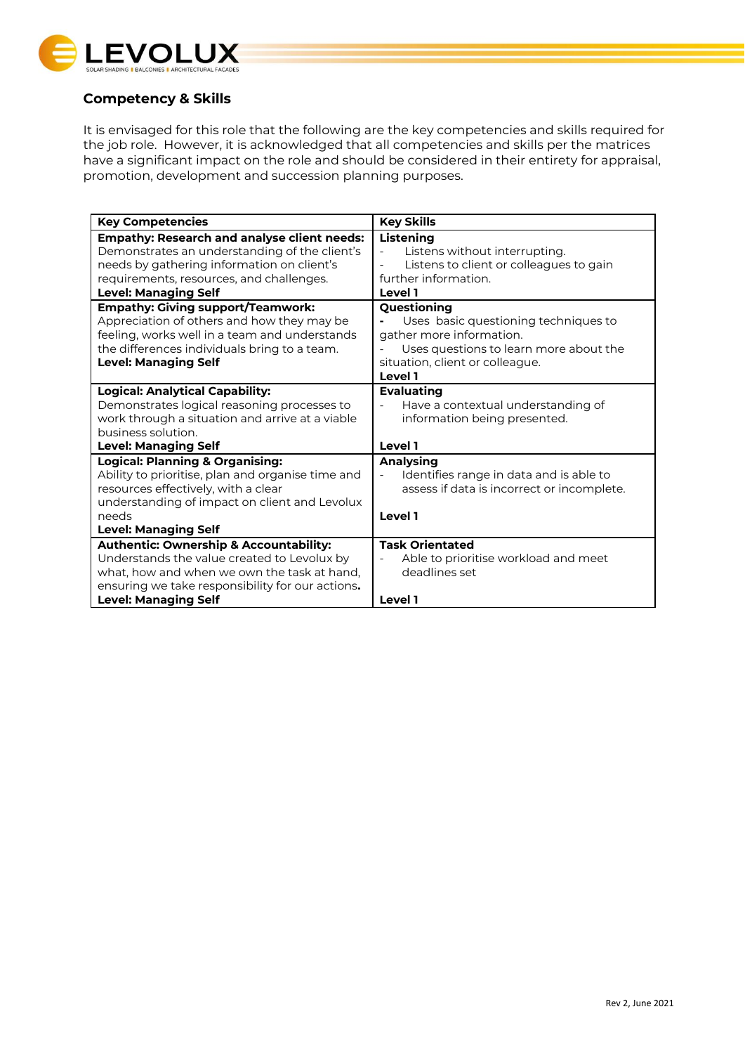## Competency & Skills

It is envisaged for this role that the following are the key competencies and skills required for the job role. However, it is acknowledged that all competencies and skills per the matrices have a significant impact on the role and should be considered in their entirety for appraisal, promotion, development and succession planning purposes.

| Key Competencies | Key Skills |
|---|---|
| **Empathy: Research and analyse client needs:** Demonstrates an understanding of the client's needs by gathering information on client's requirements, resources, and challenges. **Level: Managing Self** | **Listening** - Listens without interrupting. - Listens to client or colleagues to gain further information. **Level 1** |
| **Empathy: Giving support/Teamwork:** Appreciation of others and how they may be feeling, works well in a team and understands the differences individuals bring to a team. **Level: Managing Self** | **Questioning** - Uses basic questioning techniques to gather more information. - Uses questions to learn more about the situation, client or colleague. **Level 1** |
| **Logical: Analytical Capability:** Demonstrates logical reasoning processes to work through a situation and arrive at a viable business solution. **Level: Managing Self** | **Evaluating** - Have a contextual understanding of information being presented. **Level 1** |
| **Logical: Planning & Organising:** Ability to prioritise, plan and organise time and resources effectively, with a clear understanding of impact on client and Levolux needs **Level: Managing Self** | **Analysing** - Identifies range in data and is able to assess if data is incorrect or incomplete. **Level 1** |
| **Authentic: Ownership & Accountability:** Understands the value created to Levolux by what, how and when we own the task at hand, ensuring we take responsibility for our actions. **Level: Managing Self** | **Task Orientated** - Able to prioritise workload and meet deadlines set **Level 1** |

Rev 2, June 2021